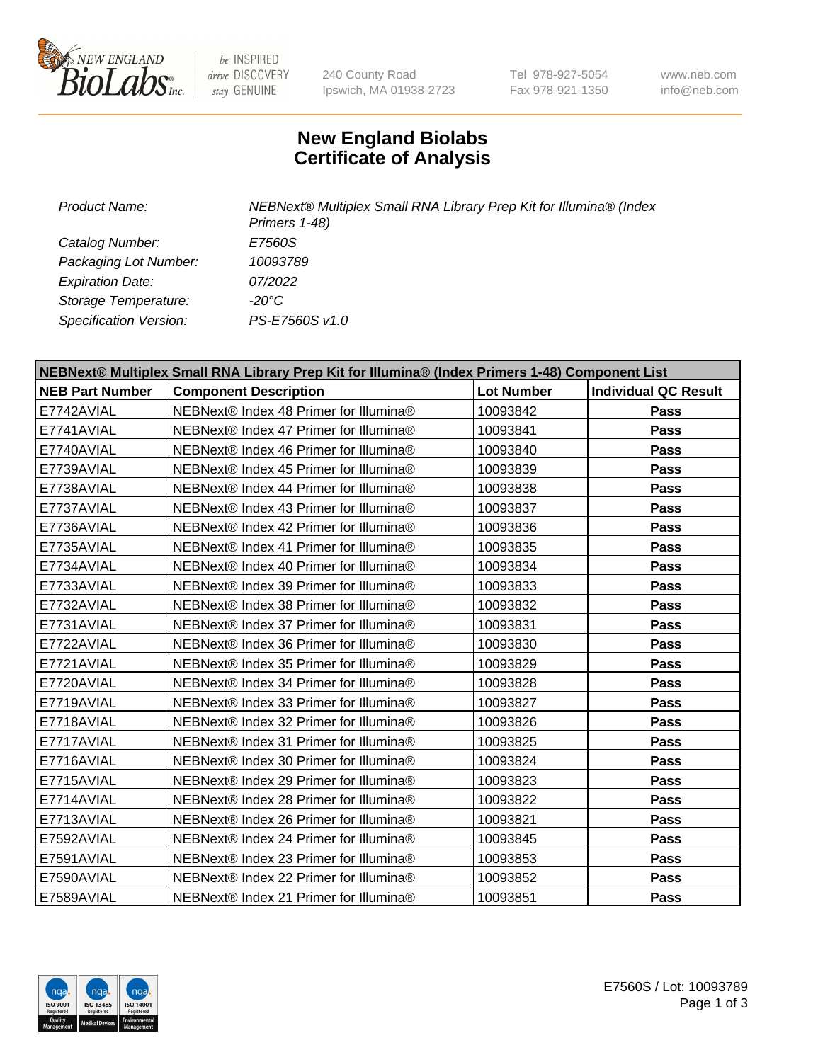240 County Road
Ipswich, MA 01938-2723

Tel 978-927-5054
Fax 978-921-1350

www.neb.com
info@neb.com

# New England Biolabs
# Certificate of Analysis

| | |
|---|---|
| *Product Name:* | *NEBNext® Multiplex Small RNA Library Prep Kit for Illumina® (Index Primers 1-48)* |
| *Catalog Number:* | *E7560S* |
| *Packaging Lot Number:* | *10093789* |
| *Expiration Date:* | *07/2022* |
| *Storage Temperature:* | *-20°C* |
| *Specification Version:* | *PS-E7560S v1.0* |

| NEBNext® Multiplex Small RNA Library Prep Kit for Illumina® (Index Primers 1-48) Component List | | | |
|---|---|---|---|
| **NEB Part Number** | **Component Description** | **Lot Number** | **Individual QC Result** |
| E7742AVIAL | NEBNext® Index 48 Primer for Illumina® | 10093842 | **Pass** |
| E7741AVIAL | NEBNext® Index 47 Primer for Illumina® | 10093841 | **Pass** |
| E7740AVIAL | NEBNext® Index 46 Primer for Illumina® | 10093840 | **Pass** |
| E7739AVIAL | NEBNext® Index 45 Primer for Illumina® | 10093839 | **Pass** |
| E7738AVIAL | NEBNext® Index 44 Primer for Illumina® | 10093838 | **Pass** |
| E7737AVIAL | NEBNext® Index 43 Primer for Illumina® | 10093837 | **Pass** |
| E7736AVIAL | NEBNext® Index 42 Primer for Illumina® | 10093836 | **Pass** |
| E7735AVIAL | NEBNext® Index 41 Primer for Illumina® | 10093835 | **Pass** |
| E7734AVIAL | NEBNext® Index 40 Primer for Illumina® | 10093834 | **Pass** |
| E7733AVIAL | NEBNext® Index 39 Primer for Illumina® | 10093833 | **Pass** |
| E7732AVIAL | NEBNext® Index 38 Primer for Illumina® | 10093832 | **Pass** |
| E7731AVIAL | NEBNext® Index 37 Primer for Illumina® | 10093831 | **Pass** |
| E7722AVIAL | NEBNext® Index 36 Primer for Illumina® | 10093830 | **Pass** |
| E7721AVIAL | NEBNext® Index 35 Primer for Illumina® | 10093829 | **Pass** |
| E7720AVIAL | NEBNext® Index 34 Primer for Illumina® | 10093828 | **Pass** |
| E7719AVIAL | NEBNext® Index 33 Primer for Illumina® | 10093827 | **Pass** |
| E7718AVIAL | NEBNext® Index 32 Primer for Illumina® | 10093826 | **Pass** |
| E7717AVIAL | NEBNext® Index 31 Primer for Illumina® | 10093825 | **Pass** |
| E7716AVIAL | NEBNext® Index 30 Primer for Illumina® | 10093824 | **Pass** |
| E7715AVIAL | NEBNext® Index 29 Primer for Illumina® | 10093823 | **Pass** |
| E7714AVIAL | NEBNext® Index 28 Primer for Illumina® | 10093822 | **Pass** |
| E7713AVIAL | NEBNext® Index 26 Primer for Illumina® | 10093821 | **Pass** |
| E7592AVIAL | NEBNext® Index 24 Primer for Illumina® | 10093845 | **Pass** |
| E7591AVIAL | NEBNext® Index 23 Primer for Illumina® | 10093853 | **Pass** |
| E7590AVIAL | NEBNext® Index 22 Primer for Illumina® | 10093852 | **Pass** |
| E7589AVIAL | NEBNext® Index 21 Primer for Illumina® | 10093851 | **Pass** |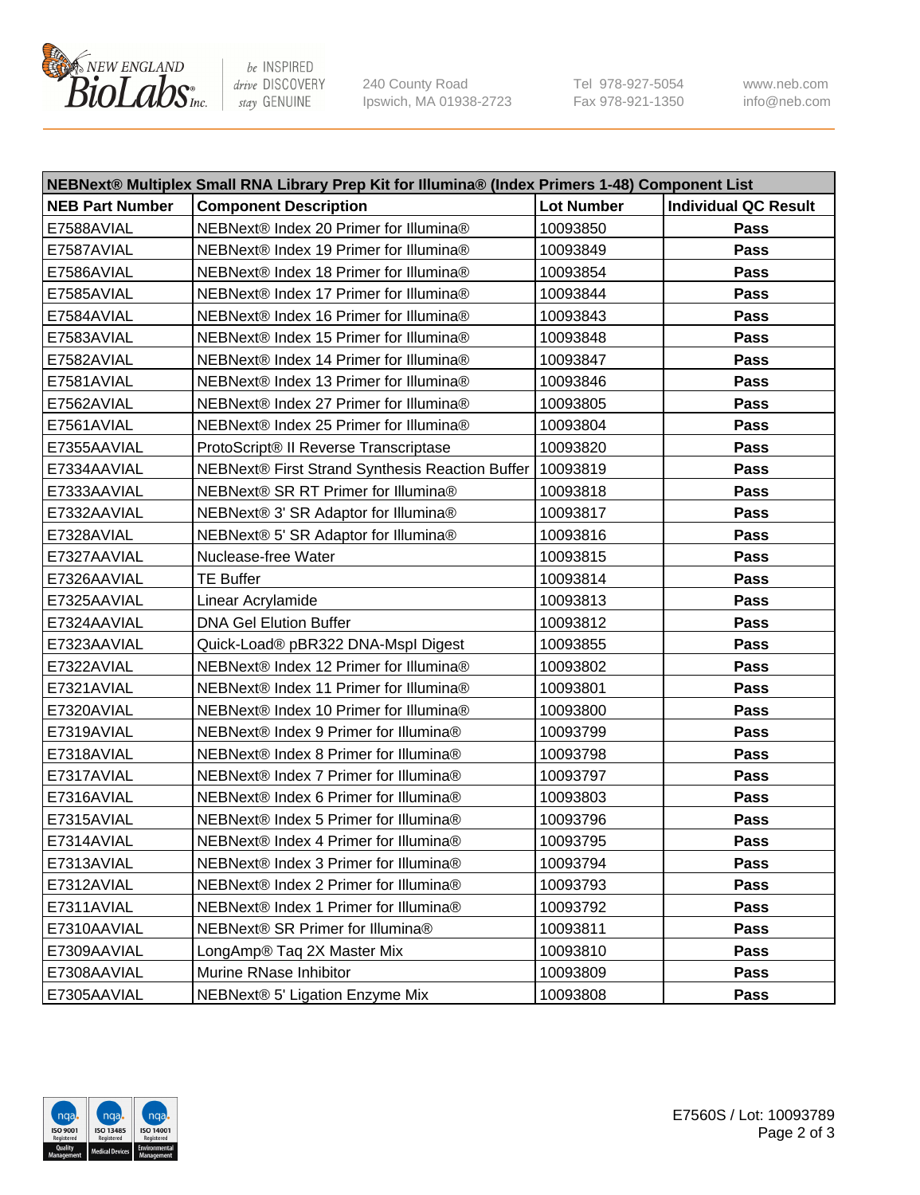| NEBNext® Multiplex Small RNA Library Prep Kit for Illumina® (Index Primers 1-48) Component List | | | |
|---|---|---|---|
| **NEB Part Number** | **Component Description** | **Lot Number** | **Individual QC Result** |
| E7588AVIAL | NEBNext® Index 20 Primer for Illumina® | 10093850 | **Pass** |
| E7587AVIAL | NEBNext® Index 19 Primer for Illumina® | 10093849 | **Pass** |
| E7586AVIAL | NEBNext® Index 18 Primer for Illumina® | 10093854 | **Pass** |
| E7585AVIAL | NEBNext® Index 17 Primer for Illumina® | 10093844 | **Pass** |
| E7584AVIAL | NEBNext® Index 16 Primer for Illumina® | 10093843 | **Pass** |
| E7583AVIAL | NEBNext® Index 15 Primer for Illumina® | 10093848 | **Pass** |
| E7582AVIAL | NEBNext® Index 14 Primer for Illumina® | 10093847 | **Pass** |
| E7581AVIAL | NEBNext® Index 13 Primer for Illumina® | 10093846 | **Pass** |
| E7562AVIAL | NEBNext® Index 27 Primer for Illumina® | 10093805 | **Pass** |
| E7561AVIAL | NEBNext® Index 25 Primer for Illumina® | 10093804 | **Pass** |
| E7355AAVIAL | ProtoScript® II Reverse Transcriptase | 10093820 | **Pass** |
| E7334AAVIAL | NEBNext® First Strand Synthesis Reaction Buffer | 10093819 | **Pass** |
| E7333AAVIAL | NEBNext® SR RT Primer for Illumina® | 10093818 | **Pass** |
| E7332AAVIAL | NEBNext® 3' SR Adaptor for Illumina® | 10093817 | **Pass** |
| E7328AVIAL | NEBNext® 5' SR Adaptor for Illumina® | 10093816 | **Pass** |
| E7327AAVIAL | Nuclease-free Water | 10093815 | **Pass** |
| E7326AAVIAL | TE Buffer | 10093814 | **Pass** |
| E7325AAVIAL | Linear Acrylamide | 10093813 | **Pass** |
| E7324AAVIAL | DNA Gel Elution Buffer | 10093812 | **Pass** |
| E7323AAVIAL | Quick-Load® pBR322 DNA-MspI Digest | 10093855 | **Pass** |
| E7322AVIAL | NEBNext® Index 12 Primer for Illumina® | 10093802 | **Pass** |
| E7321AVIAL | NEBNext® Index 11 Primer for Illumina® | 10093801 | **Pass** |
| E7320AVIAL | NEBNext® Index 10 Primer for Illumina® | 10093800 | **Pass** |
| E7319AVIAL | NEBNext® Index 9 Primer for Illumina® | 10093799 | **Pass** |
| E7318AVIAL | NEBNext® Index 8 Primer for Illumina® | 10093798 | **Pass** |
| E7317AVIAL | NEBNext® Index 7 Primer for Illumina® | 10093797 | **Pass** |
| E7316AVIAL | NEBNext® Index 6 Primer for Illumina® | 10093803 | **Pass** |
| E7315AVIAL | NEBNext® Index 5 Primer for Illumina® | 10093796 | **Pass** |
| E7314AVIAL | NEBNext® Index 4 Primer for Illumina® | 10093795 | **Pass** |
| E7313AVIAL | NEBNext® Index 3 Primer for Illumina® | 10093794 | **Pass** |
| E7312AVIAL | NEBNext® Index 2 Primer for Illumina® | 10093793 | **Pass** |
| E7311AVIAL | NEBNext® Index 1 Primer for Illumina® | 10093792 | **Pass** |
| E7310AAVIAL | NEBNext® SR Primer for Illumina® | 10093811 | **Pass** |
| E7309AAVIAL | LongAmp® Taq 2X Master Mix | 10093810 | **Pass** |
| E7308AAVIAL | Murine RNase Inhibitor | 10093809 | **Pass** |
| E7305AAVIAL | NEBNext® 5' Ligation Enzyme Mix | 10093808 | **Pass** |

E7560S / Lot: 10093789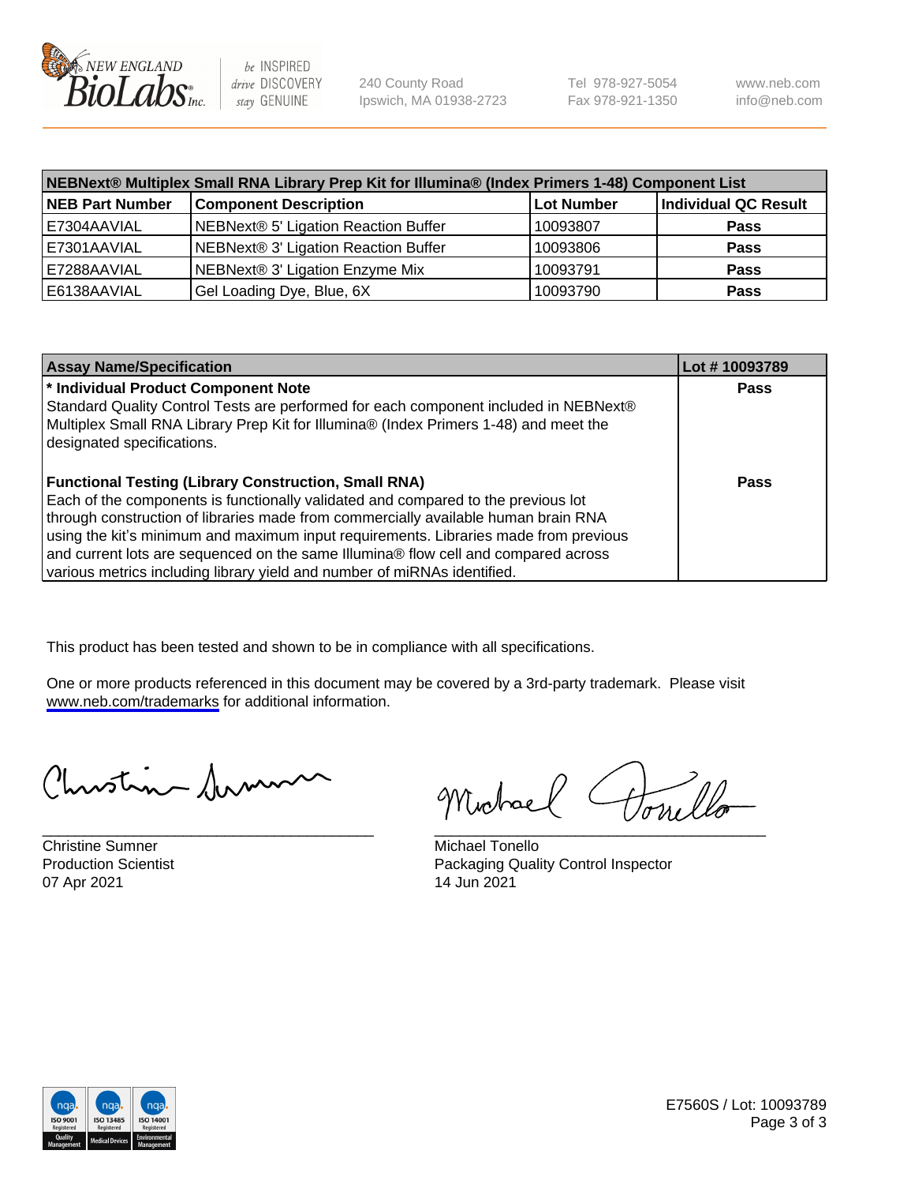| NEBNext® Multiplex Small RNA Library Prep Kit for Illumina® (Index Primers 1-48) Component List | | | |
|---|---|---|---|
| **NEB Part Number** | **Component Description** | **Lot Number** | **Individual QC Result** |
| E7304AAVIAL | NEBNext® 5' Ligation Reaction Buffer | 10093807 | **Pass** |
| E7301AAVIAL | NEBNext® 3' Ligation Reaction Buffer | 10093806 | **Pass** |
| E7288AAVIAL | NEBNext® 3' Ligation Enzyme Mix | 10093791 | **Pass** |
| E6138AAVIAL | Gel Loading Dye, Blue, 6X | 10093790 | **Pass** |

| Assay Name/Specification | Lot # 10093789 |
|---|---|
| **\* Individual Product Component Note**<br>Standard Quality Control Tests are performed for each component included in NEBNext® Multiplex Small RNA Library Prep Kit for Illumina® (Index Primers 1-48) and meet the designated specifications. | **Pass** |
| **Functional Testing (Library Construction, Small RNA)**<br>Each of the components is functionally validated and compared to the previous lot through construction of libraries made from commercially available human brain RNA using the kit's minimum and maximum input requirements. Libraries made from previous and current lots are sequenced on the same Illumina® flow cell and compared across various metrics including library yield and number of miRNAs identified. | **Pass** |

This product has been tested and shown to be in compliance with all specifications.

One or more products referenced in this document may be covered by a 3rd-party trademark. Please visit www.neb.com/trademarks for additional information.

Christine Sumner
Production Scientist
07 Apr 2021

Michael Tonello
Packaging Quality Control Inspector
14 Jun 2021

E7560S / Lot: 10093789